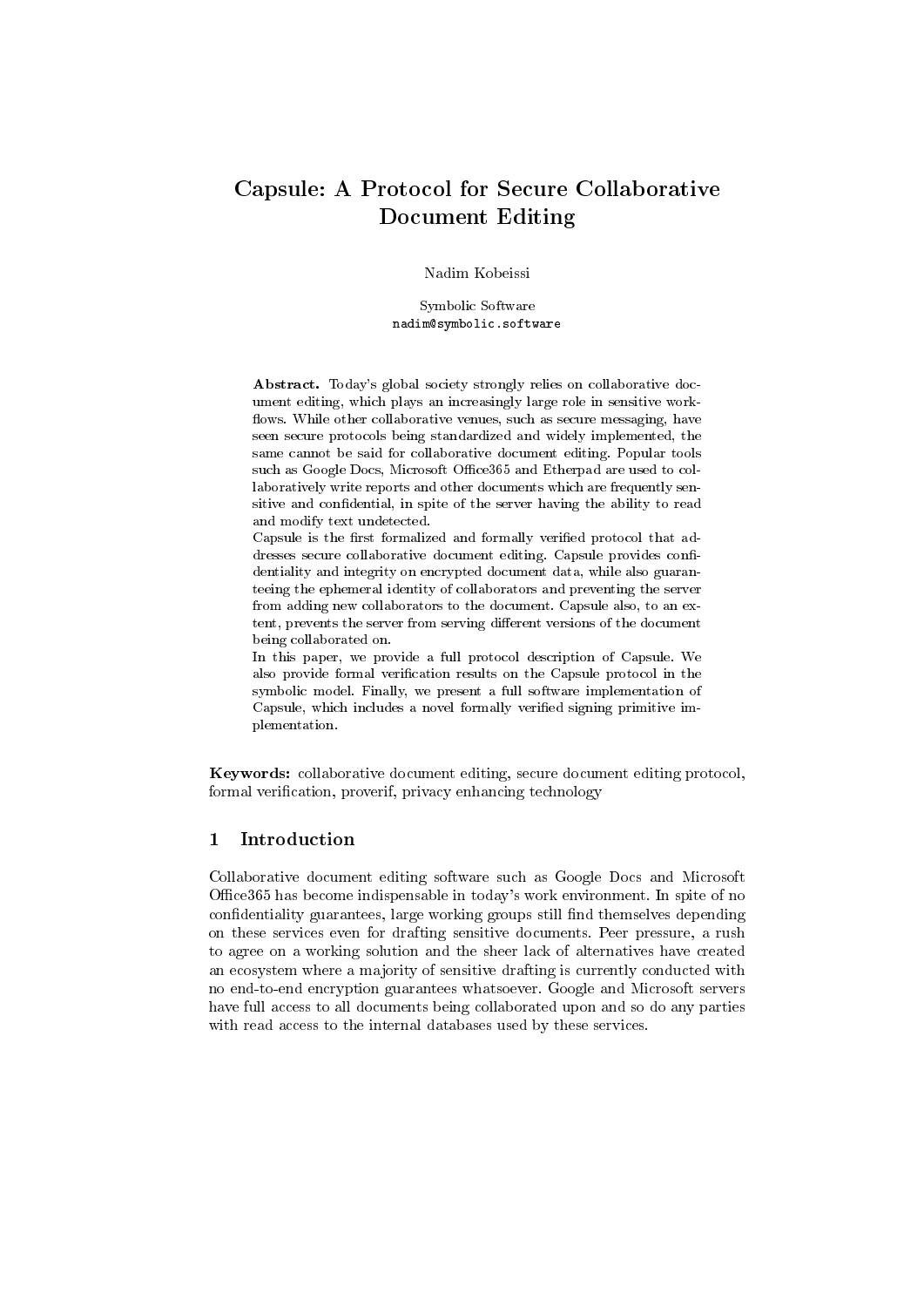# Capsule: A Protocol for Secure Collaborative Document Editing

Nadim Kobeissi

Symbolic Software
`nadim@symbolic.software`

**Abstract.** Today's global society strongly relies on collaborative document editing, which plays an increasingly large role in sensitive workflows. While other collaborative venues, such as secure messaging, have seen secure protocols being standardized and widely implemented, the same cannot be said for collaborative document editing. Popular tools such as Google Docs, Microsoft Office365 and Etherpad are used to collaboratively write reports and other documents which are frequently sensitive and confidential, in spite of the server having the ability to read and modify text undetected.

Capsule is the first formalized and formally verified protocol that addresses secure collaborative document editing. Capsule provides confidentiality and integrity on encrypted document data, while also guaranteeing the ephemeral identity of collaborators and preventing the server from adding new collaborators to the document. Capsule also, to an extent, prevents the server from serving different versions of the document being collaborated on.

In this paper, we provide a full protocol description of Capsule. We also provide formal verification results on the Capsule protocol in the symbolic model. Finally, we present a full software implementation of Capsule, which includes a novel formally verified signing primitive implementation.

**Keywords:** collaborative document editing, secure document editing protocol, formal verification, proverif, privacy enhancing technology

## 1 Introduction

Collaborative document editing software such as Google Docs and Microsoft Office365 has become indispensable in today's work environment. In spite of no confidentiality guarantees, large working groups still find themselves depending on these services even for drafting sensitive documents. Peer pressure, a rush to agree on a working solution and the sheer lack of alternatives have created an ecosystem where a majority of sensitive drafting is currently conducted with no end-to-end encryption guarantees whatsoever. Google and Microsoft servers have full access to all documents being collaborated upon and so do any parties with read access to the internal databases used by these services.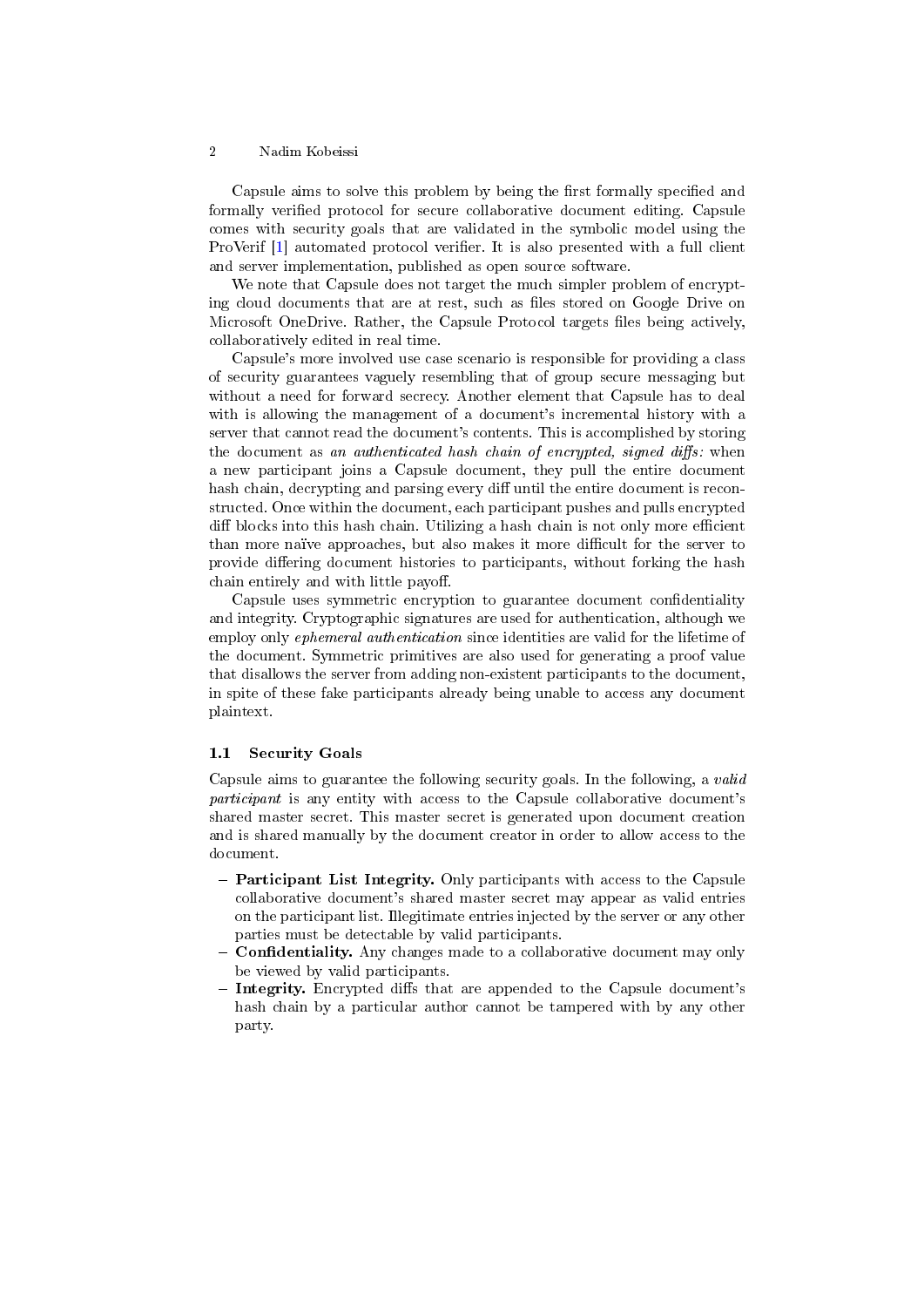Capsule aims to solve this problem by being the first formally specified and formally verified protocol for secure collaborative document editing. Capsule comes with security goals that are validated in the symbolic model using the ProVerif [1] automated protocol verifier. It is also presented with a full client and server implementation, published as open source software.

We note that Capsule does not target the much simpler problem of encrypting cloud documents that are at rest, such as files stored on Google Drive on Microsoft OneDrive. Rather, the Capsule Protocol targets files being actively, collaboratively edited in real time.

Capsule's more involved use case scenario is responsible for providing a class of security guarantees vaguely resembling that of group secure messaging but without a need for forward secrecy. Another element that Capsule has to deal with is allowing the management of a document's incremental history with a server that cannot read the document's contents. This is accomplished by storing the document as *an authenticated hash chain of encrypted, signed diffs:* when a new participant joins a Capsule document, they pull the entire document hash chain, decrypting and parsing every diff until the entire document is reconstructed. Once within the document, each participant pushes and pulls encrypted diff blocks into this hash chain. Utilizing a hash chain is not only more efficient than more naïve approaches, but also makes it more difficult for the server to provide differing document histories to participants, without forking the hash chain entirely and with little payoff.

Capsule uses symmetric encryption to guarantee document confidentiality and integrity. Cryptographic signatures are used for authentication, although we employ only *ephemeral authentication* since identities are valid for the lifetime of the document. Symmetric primitives are also used for generating a proof value that disallows the server from adding non-existent participants to the document, in spite of these fake participants already being unable to access any document plaintext.

### 1.1 Security Goals

Capsule aims to guarantee the following security goals. In the following, a *valid participant* is any entity with access to the Capsule collaborative document's shared master secret. This master secret is generated upon document creation and is shared manually by the document creator in order to allow access to the document.

- **Participant List Integrity.** Only participants with access to the Capsule collaborative document's shared master secret may appear as valid entries on the participant list. Illegitimate entries injected by the server or any other parties must be detectable by valid participants.
- **Confidentiality.** Any changes made to a collaborative document may only be viewed by valid participants.
- **Integrity.** Encrypted diffs that are appended to the Capsule document's hash chain by a particular author cannot be tampered with by any other party.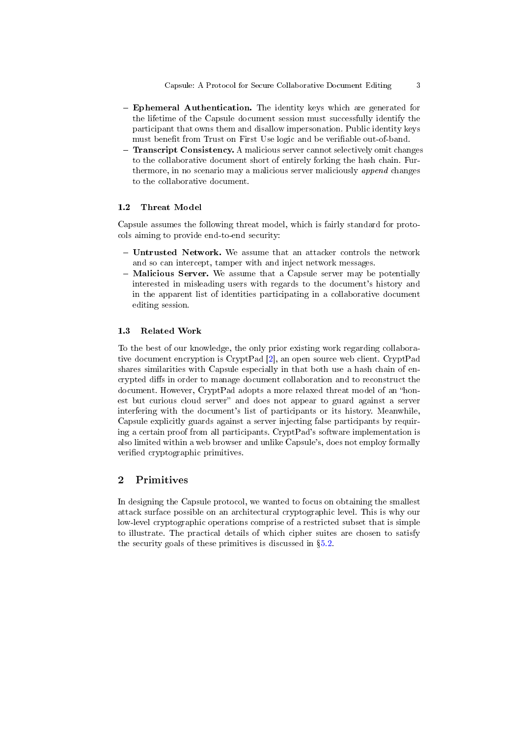- **Ephemeral Authentication.** The identity keys which are generated for the lifetime of the Capsule document session must successfully identify the participant that owns them and disallow impersonation. Public identity keys must benefit from Trust on First Use logic and be verifiable out-of-band.
- **Transcript Consistency.** A malicious server cannot selectively omit changes to the collaborative document short of entirely forking the hash chain. Furthermore, in no scenario may a malicious server maliciously *append* changes to the collaborative document.

### 1.2 Threat Model

Capsule assumes the following threat model, which is fairly standard for protocols aiming to provide end-to-end security:

- **Untrusted Network.** We assume that an attacker controls the network and so can intercept, tamper with and inject network messages.
- **Malicious Server.** We assume that a Capsule server may be potentially interested in misleading users with regards to the document's history and in the apparent list of identities participating in a collaborative document editing session.

### 1.3 Related Work

To the best of our knowledge, the only prior existing work regarding collaborative document encryption is CryptPad [2], an open source web client. CryptPad shares similarities with Capsule especially in that both use a hash chain of encrypted diffs in order to manage document collaboration and to reconstruct the document. However, CryptPad adopts a more relaxed threat model of an "honest but curious cloud server" and does not appear to guard against a server interfering with the document's list of participants or its history. Meanwhile, Capsule explicitly guards against a server injecting false participants by requiring a certain proof from all participants. CryptPad's software implementation is also limited within a web browser and unlike Capsule's, does not employ formally verified cryptographic primitives.

## 2 Primitives

In designing the Capsule protocol, we wanted to focus on obtaining the smallest attack surface possible on an architectural cryptographic level. This is why our low-level cryptographic operations comprise of a restricted subset that is simple to illustrate. The practical details of which cipher suites are chosen to satisfy the security goals of these primitives is discussed in §5.2.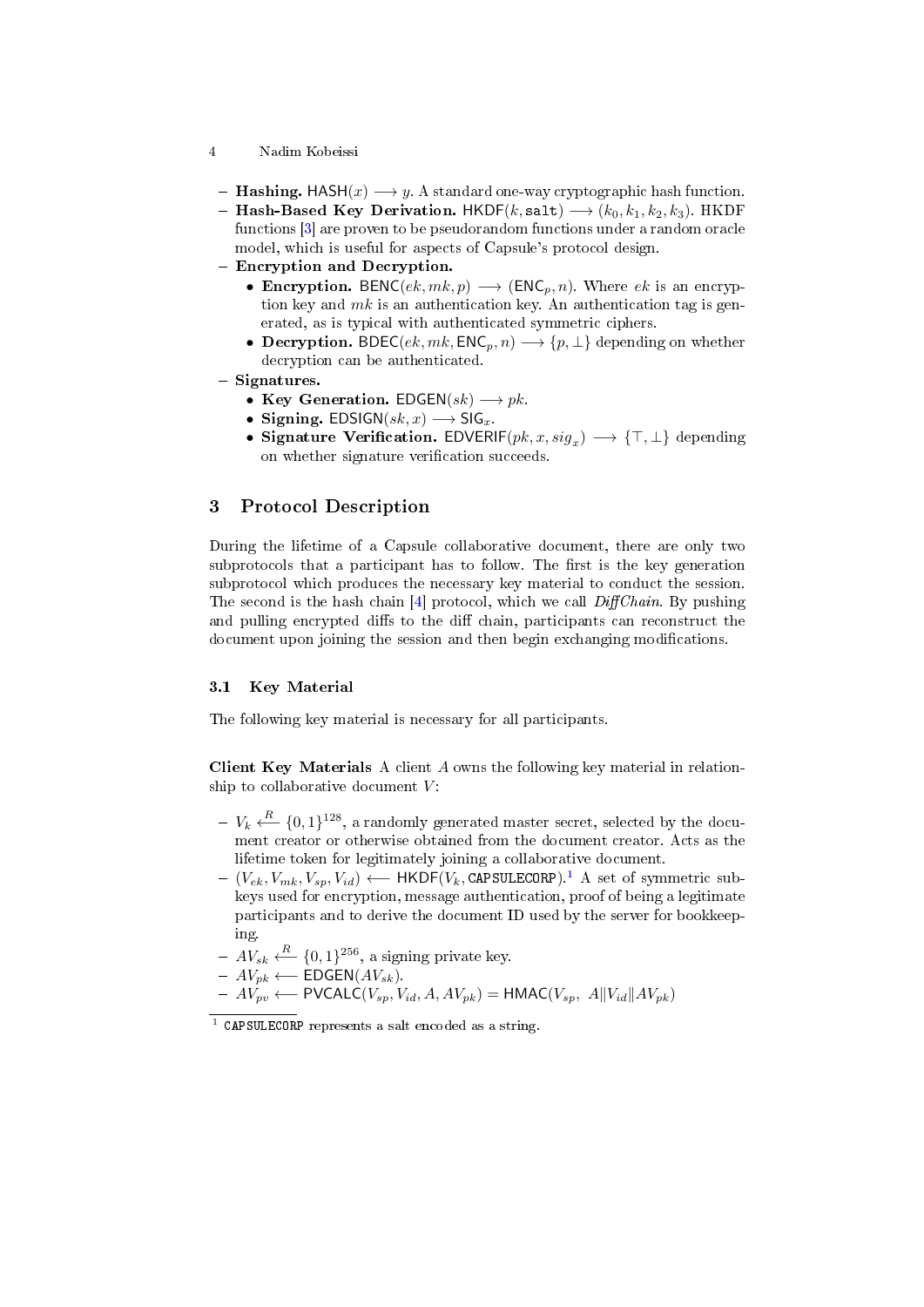- **Hashing.** $\mathsf{HASH}(x) \longrightarrow y$. A standard one-way cryptographic hash function.
- **Hash-Based Key Derivation.** $\mathsf{HKDF}(k, \texttt{salt}) \longrightarrow (k_0, k_1, k_2, k_3)$. HKDF functions [3] are proven to be pseudorandom functions under a random oracle model, which is useful for aspects of Capsule's protocol design.
- **Encryption and Decryption.**
  - **Encryption.** $\mathsf{BENC}(ek, mk, p) \longrightarrow (\mathsf{ENC}_p, n)$. Where $ek$ is an encryption key and $mk$ is an authentication key. An authentication tag is generated, as is typical with authenticated symmetric ciphers.
  - **Decryption.** $\mathsf{BDEC}(ek, mk, \mathsf{ENC}_p, n) \longrightarrow \{p, \bot\}$ depending on whether decryption can be authenticated.
- **Signatures.**
  - **Key Generation.** $\mathsf{EDGEN}(sk) \longrightarrow pk$.
  - **Signing.** $\mathsf{EDSIGN}(sk, x) \longrightarrow \mathsf{SIG}_x$.
  - **Signature Verification.** $\mathsf{EDVERIF}(pk, x, sig_x) \longrightarrow \{\top, \bot\}$ depending on whether signature verification succeeds.

## 3 Protocol Description

During the lifetime of a Capsule collaborative document, there are only two subprotocols that a participant has to follow. The first is the key generation subprotocol which produces the necessary key material to conduct the session. The second is the hash chain [4] protocol, which we call *DiffChain*. By pushing and pulling encrypted diffs to the diff chain, participants can reconstruct the document upon joining the session and then begin exchanging modifications.

### 3.1 Key Material

The following key material is necessary for all participants.

**Client Key Materials** A client $A$ owns the following key material in relationship to collaborative document $V$:

- $V_k \xleftarrow{R} \{0,1\}^{128}$, a randomly generated master secret, selected by the document creator or otherwise obtained from the document creator. Acts as the lifetime token for legitimately joining a collaborative document.
- $(V_{ek}, V_{mk}, V_{sp}, V_{id}) \longleftarrow \mathsf{HKDF}(V_k, \texttt{CAPSULECORP})$.[1] A set of symmetric subkeys used for encryption, message authentication, proof of being a legitimate participants and to derive the document ID used by the server for bookkeeping.
- $AV_{sk} \xleftarrow{R} \{0,1\}^{256}$, a signing private key.
- $AV_{pk} \longleftarrow \mathsf{EDGEN}(AV_{sk})$.
- $AV_{pv} \longleftarrow \mathsf{PVCALC}(V_{sp}, V_{id}, A, AV_{pk}) = \mathsf{HMAC}(V_{sp},\ A \| V_{id} \| AV_{pk})$

[1] CAPSULECORP represents a salt encoded as a string.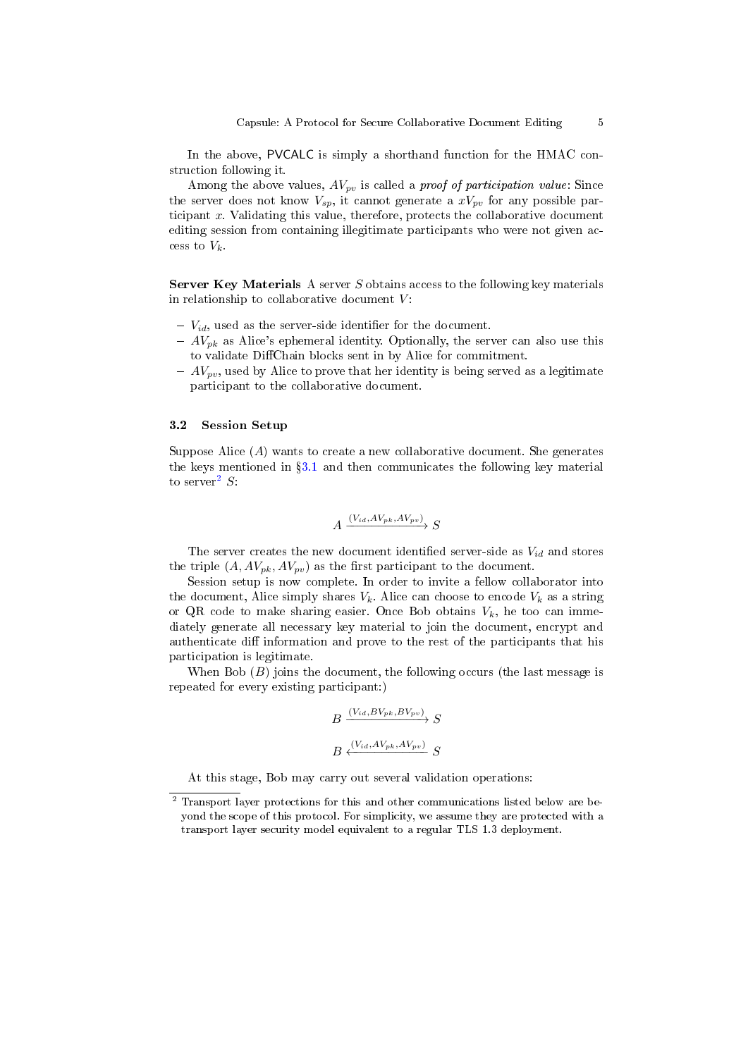In the above, PVCALC is simply a shorthand function for the HMAC construction following it.

Among the above values, $AV_{pv}$ is called a *proof of participation value*: Since the server does not know $V_{sp}$, it cannot generate a $xV_{pv}$ for any possible participant $x$. Validating this value, therefore, protects the collaborative document editing session from containing illegitimate participants who were not given access to $V_k$.

**Server Key Materials** A server $S$ obtains access to the following key materials in relationship to collaborative document $V$:

- $V_{id}$, used as the server-side identifier for the document.
- $AV_{pk}$ as Alice's ephemeral identity. Optionally, the server can also use this to validate DiffChain blocks sent in by Alice for commitment.
- $AV_{pv}$, used by Alice to prove that her identity is being served as a legitimate participant to the collaborative document.

### 3.2 Session Setup

Suppose Alice ($A$) wants to create a new collaborative document. She generates the keys mentioned in §3.1 and then communicates the following key material to server[2] $S$:

$$A \xrightarrow{(V_{id}, AV_{pk}, AV_{pv})} S$$

The server creates the new document identified server-side as $V_{id}$ and stores the triple $(A, AV_{pk}, AV_{pv})$ as the first participant to the document.

Session setup is now complete. In order to invite a fellow collaborator into the document, Alice simply shares $V_k$. Alice can choose to encode $V_k$ as a string or QR code to make sharing easier. Once Bob obtains $V_k$, he too can immediately generate all necessary key material to join the document, encrypt and authenticate diff information and prove to the rest of the participants that his participation is legitimate.

When Bob ($B$) joins the document, the following occurs (the last message is repeated for every existing participant:)

$$B \xrightarrow{(V_{id}, BV_{pk}, BV_{pv})} S$$

$$B \xleftarrow{(V_{id}, AV_{pk}, AV_{pv})} S$$

At this stage, Bob may carry out several validation operations:

---

[2] Transport layer protections for this and other communications listed below are beyond the scope of this protocol. For simplicity, we assume they are protected with a transport layer security model equivalent to a regular TLS 1.3 deployment.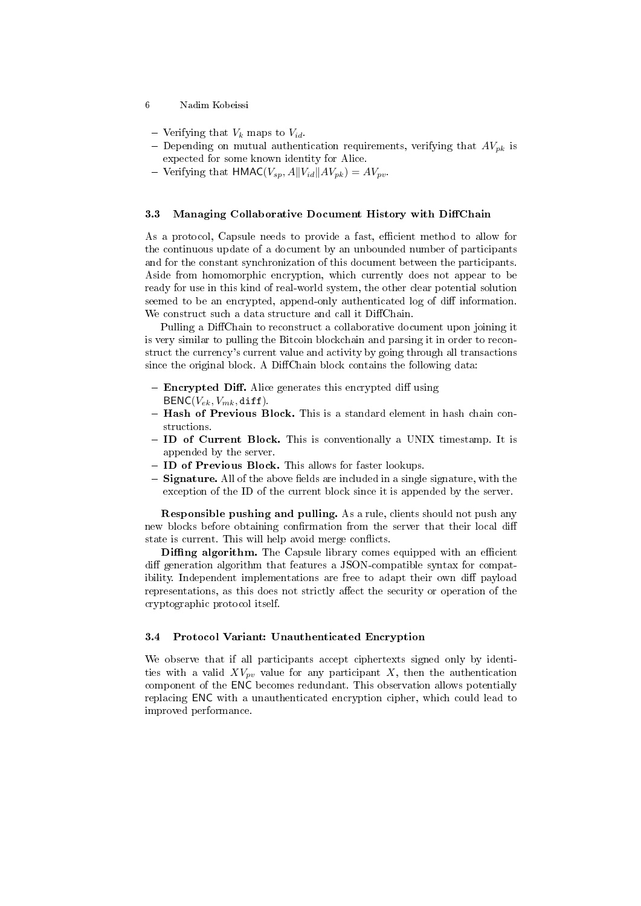- Verifying that $V_k$ maps to $V_{id}$.
- Depending on mutual authentication requirements, verifying that $AV_{pk}$ is expected for some known identity for Alice.
- Verifying that $\mathsf{HMAC}(V_{sp}, A \| V_{id} \| AV_{pk}) = AV_{pv}$.

### 3.3 Managing Collaborative Document History with DiffChain

As a protocol, Capsule needs to provide a fast, efficient method to allow for the continuous update of a document by an unbounded number of participants and for the constant synchronization of this document between the participants. Aside from homomorphic encryption, which currently does not appear to be ready for use in this kind of real-world system, the other clear potential solution seemed to be an encrypted, append-only authenticated log of diff information. We construct such a data structure and call it DiffChain.

Pulling a DiffChain to reconstruct a collaborative document upon joining it is very similar to pulling the Bitcoin blockchain and parsing it in order to reconstruct the currency's current value and activity by going through all transactions since the original block. A DiffChain block contains the following data:

- **Encrypted Diff.** Alice generates this encrypted diff using $\mathsf{BENC}(V_{ek}, V_{mk}, \mathtt{diff})$.
- **Hash of Previous Block.** This is a standard element in hash chain constructions.
- **ID of Current Block.** This is conventionally a UNIX timestamp. It is appended by the server.
- **ID of Previous Block.** This allows for faster lookups.
- **Signature.** All of the above fields are included in a single signature, with the exception of the ID of the current block since it is appended by the server.

**Responsible pushing and pulling.** As a rule, clients should not push any new blocks before obtaining confirmation from the server that their local diff state is current. This will help avoid merge conflicts.

**Diffing algorithm.** The Capsule library comes equipped with an efficient diff generation algorithm that features a JSON-compatible syntax for compatibility. Independent implementations are free to adapt their own diff payload representations, as this does not strictly affect the security or operation of the cryptographic protocol itself.

### 3.4 Protocol Variant: Unauthenticated Encryption

We observe that if all participants accept ciphertexts signed only by identities with a valid $XV_{pv}$ value for any participant $X$, then the authentication component of the $\mathsf{ENC}$ becomes redundant. This observation allows potentially replacing $\mathsf{ENC}$ with a unauthenticated encryption cipher, which could lead to improved performance.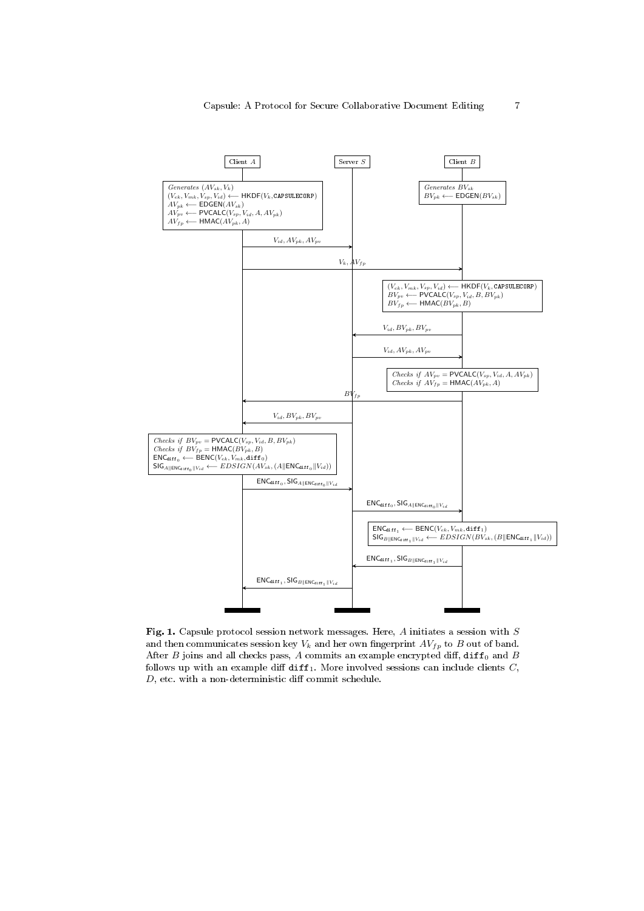Client $A$ — Server $S$ — Client $B$

*Client $A$:* Generates $(AV_{sk}, V_k)$
$(V_{ek}, V_{mk}, V_{sp}, V_{id}) \longleftarrow \mathsf{HKDF}(V_k, \texttt{CAPSULECORP})$
$AV_{pk} \longleftarrow \mathsf{EDGEN}(AV_{sk})$
$AV_{pv} \longleftarrow \mathsf{PVCALC}(V_{sp}, V_{id}, A, AV_{pk})$
$AV_{fp} \longleftarrow \mathsf{HMAC}(AV_{pk}, A)$

*Client $B$:* Generates $BV_{sk}$
$BV_{pk} \longleftarrow \mathsf{EDGEN}(BV_{sk})$

$A \rightarrow S$: $V_{id}, AV_{pk}, AV_{pv}$

$A \rightarrow B$: $V_k, AV_{fp}$

*Client $B$:*
$(V_{ek}, V_{mk}, V_{sp}, V_{id}) \longleftarrow \mathsf{HKDF}(V_k, \texttt{CAPSULECORP})$
$BV_{pv} \longleftarrow \mathsf{PVCALC}(V_{sp}, V_{id}, B, BV_{pk})$
$BV_{fp} \longleftarrow \mathsf{HMAC}(BV_{pk}, B)$

$B \rightarrow S$: $V_{id}, BV_{pk}, BV_{pv}$

$S \rightarrow B$: $V_{id}, AV_{pk}, AV_{pv}$

*Client $B$:*
*Checks if* $AV_{pv} = \mathsf{PVCALC}(V_{sp}, V_{id}, A, AV_{pk})$
*Checks if* $AV_{fp} = \mathsf{HMAC}(AV_{pk}, A)$

$B \rightarrow A$: $BV_{fp}$

$S \rightarrow A$: $V_{id}, BV_{pk}, BV_{pv}$

*Client $A$:*
*Checks if* $BV_{pv} = \mathsf{PVCALC}(V_{sp}, V_{id}, B, BV_{pk})$
*Checks if* $BV_{fp} = \mathsf{HMAC}(BV_{pk}, B)$
$\mathsf{ENC}_{\texttt{diff}_0} \longleftarrow \mathsf{BENC}(V_{ek}, V_{mk}, \texttt{diff}_0)$
$\mathsf{SIG}_{A\|\mathsf{ENC}_{\texttt{diff}_0}\|V_{id}} \longleftarrow EDSIGN(AV_{sk}, (A\|\mathsf{ENC}_{\texttt{diff}_0}\|V_{id}))$

$A \rightarrow S$: $\mathsf{ENC}_{\texttt{diff}_0}, \mathsf{SIG}_{A\|\mathsf{ENC}_{\texttt{diff}_0}\|V_{id}}$

$S \rightarrow B$: $\mathsf{ENC}_{\texttt{diff}_0}, \mathsf{SIG}_{A\|\mathsf{ENC}_{\texttt{diff}_0}\|V_{id}}$

*Client $B$:*
$\mathsf{ENC}_{\texttt{diff}_1} \longleftarrow \mathsf{BENC}(V_{ek}, V_{mk}, \texttt{diff}_1)$
$\mathsf{SIG}_{B\|\mathsf{ENC}_{\texttt{diff}_1}\|V_{id}} \longleftarrow EDSIGN(BV_{sk}, (B\|\mathsf{ENC}_{\texttt{diff}_1}\|V_{id}))$

$B \rightarrow S$: $\mathsf{ENC}_{\texttt{diff}_1}, \mathsf{SIG}_{B\|\mathsf{ENC}_{\texttt{diff}_1}\|V_{id}}$

$S \rightarrow A$: $\mathsf{ENC}_{\texttt{diff}_1}, \mathsf{SIG}_{B\|\mathsf{ENC}_{\texttt{diff}_1}\|V_{id}}$

**Fig. 1.** Capsule protocol session network messages. Here, $A$ initiates a session with $S$ and then communicates session key $V_k$ and her own fingerprint $AV_{fp}$ to $B$ out of band. After $B$ joins and all checks pass, $A$ commits an example encrypted diff, $\texttt{diff}_0$ and $B$ follows up with an example diff $\texttt{diff}_1$. More involved sessions can include clients $C$, $D$, etc. with a non-deterministic diff commit schedule.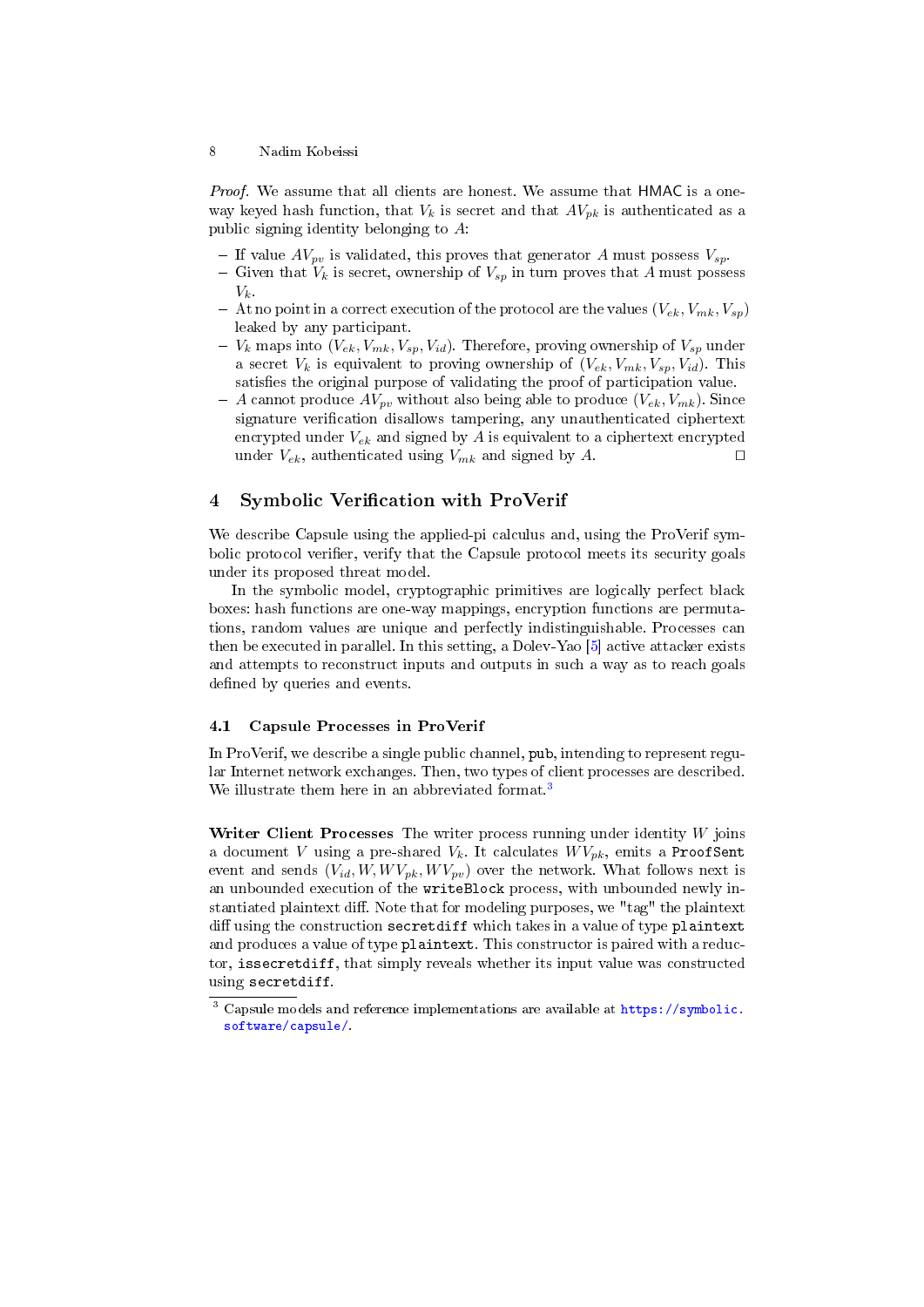*Proof.* We assume that all clients are honest. We assume that HMAC is a one-way keyed hash function, that $V_k$ is secret and that $AV_{pk}$ is authenticated as a public signing identity belonging to $A$:

- If value $AV_{pv}$ is validated, this proves that generator $A$ must possess $V_{sp}$.
- Given that $V_k$ is secret, ownership of $V_{sp}$ in turn proves that $A$ must possess $V_k$.
- At no point in a correct execution of the protocol are the values $(V_{ek}, V_{mk}, V_{sp})$ leaked by any participant.
- $V_k$ maps into $(V_{ek}, V_{mk}, V_{sp}, V_{id})$. Therefore, proving ownership of $V_{sp}$ under a secret $V_k$ is equivalent to proving ownership of $(V_{ek}, V_{mk}, V_{sp}, V_{id})$. This satisfies the original purpose of validating the proof of participation value.
- $A$ cannot produce $AV_{pv}$ without also being able to produce $(V_{ek}, V_{mk})$. Since signature verification disallows tampering, any unauthenticated ciphertext encrypted under $V_{ek}$ and signed by $A$ is equivalent to a ciphertext encrypted under $V_{ek}$, authenticated using $V_{mk}$ and signed by $A$. □

## 4 Symbolic Verification with ProVerif

We describe Capsule using the applied-pi calculus and, using the ProVerif symbolic protocol verifier, verify that the Capsule protocol meets its security goals under its proposed threat model.

In the symbolic model, cryptographic primitives are logically perfect black boxes: hash functions are one-way mappings, encryption functions are permutations, random values are unique and perfectly indistinguishable. Processes can then be executed in parallel. In this setting, a Dolev-Yao [5] active attacker exists and attempts to reconstruct inputs and outputs in such a way as to reach goals defined by queries and events.

### 4.1 Capsule Processes in ProVerif

In ProVerif, we describe a single public channel, `pub`, intending to represent regular Internet network exchanges. Then, two types of client processes are described. We illustrate them here in an abbreviated format.[3]

**Writer Client Processes** The writer process running under identity $W$ joins a document $V$ using a pre-shared $V_k$. It calculates $WV_{pk}$, emits a `ProofSent` event and sends $(V_{id}, W, WV_{pk}, WV_{pv})$ over the network. What follows next is an unbounded execution of the `writeBlock` process, with unbounded newly instantiated plaintext diff. Note that for modeling purposes, we "tag" the plaintext diff using the construction `secretdiff` which takes in a value of type `plaintext` and produces a value of type `plaintext`. This constructor is paired with a reductor, `issecretdiff`, that simply reveals whether its input value was constructed using `secretdiff`.

[3] Capsule models and reference implementations are available at https://symbolic.software/capsule/.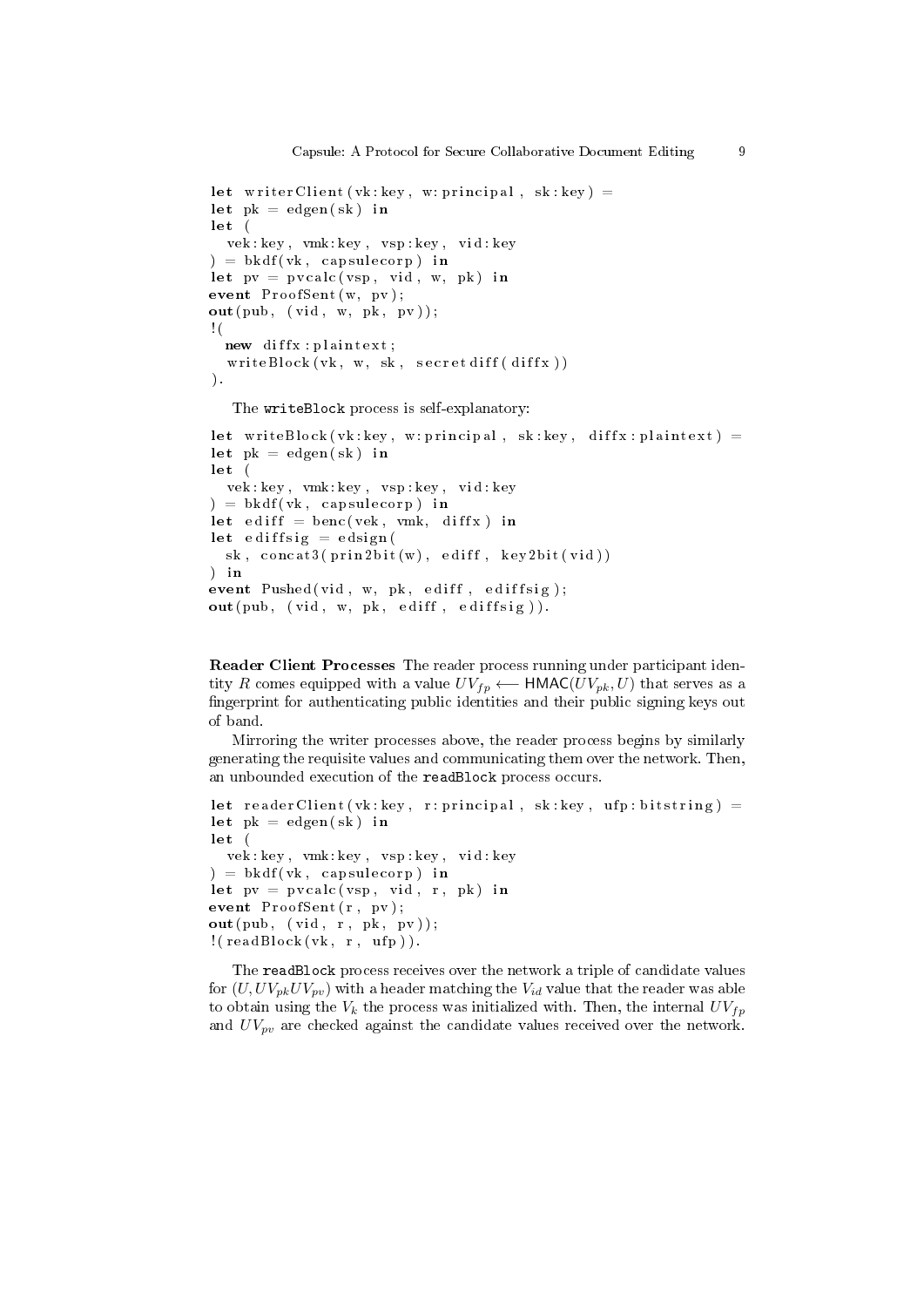```
let writerClient(vk:key, w:principal, sk:key) =
let pk = edgen(sk) in
let (
  vek:key, vmk:key, vsp:key, vid:key
) = bkdf(vk, capsulecorp) in
let pv = pvcalc(vsp, vid, w, pk) in
event ProofSent(w, pv);
out(pub, (vid, w, pk, pv));
!(
  new diffx:plaintext;
  writeBlock(vk, w, sk, secretdiff(diffx))
).
```

The `writeBlock` process is self-explanatory:

```
let writeBlock(vk:key, w:principal, sk:key, diffx:plaintext) =
let pk = edgen(sk) in
let (
  vek:key, vmk:key, vsp:key, vid:key
) = bkdf(vk, capsulecorp) in
let ediff = benc(vek, vmk, diffx) in
let ediffsig = edsign(
  sk, concat3(prin2bit(w), ediff, key2bit(vid))
) in
event Pushed(vid, w, pk, ediff, ediffsig);
out(pub, (vid, w, pk, ediff, ediffsig)).
```

**Reader Client Processes** The reader process running under participant identity $R$ comes equipped with a value $UV_{fp} \longleftarrow \mathsf{HMAC}(UV_{pk}, U)$ that serves as a fingerprint for authenticating public identities and their public signing keys out of band.

Mirroring the writer processes above, the reader process begins by similarly generating the requisite values and communicating them over the network. Then, an unbounded execution of the `readBlock` process occurs.

```
let readerClient(vk:key, r:principal, sk:key, ufp:bitstring) =
let pk = edgen(sk) in
let (
  vek:key, vmk:key, vsp:key, vid:key
) = bkdf(vk, capsulecorp) in
let pv = pvcalc(vsp, vid, r, pk) in
event ProofSent(r, pv);
out(pub, (vid, r, pk, pv));
!(readBlock(vk, r, ufp)).
```

The `readBlock` process receives over the network a triple of candidate values for $(U, UV_{pk} UV_{pv})$ with a header matching the $V_{id}$ value that the reader was able to obtain using the $V_k$ the process was initialized with. Then, the internal $UV_{fp}$ and $UV_{pv}$ are checked against the candidate values received over the network.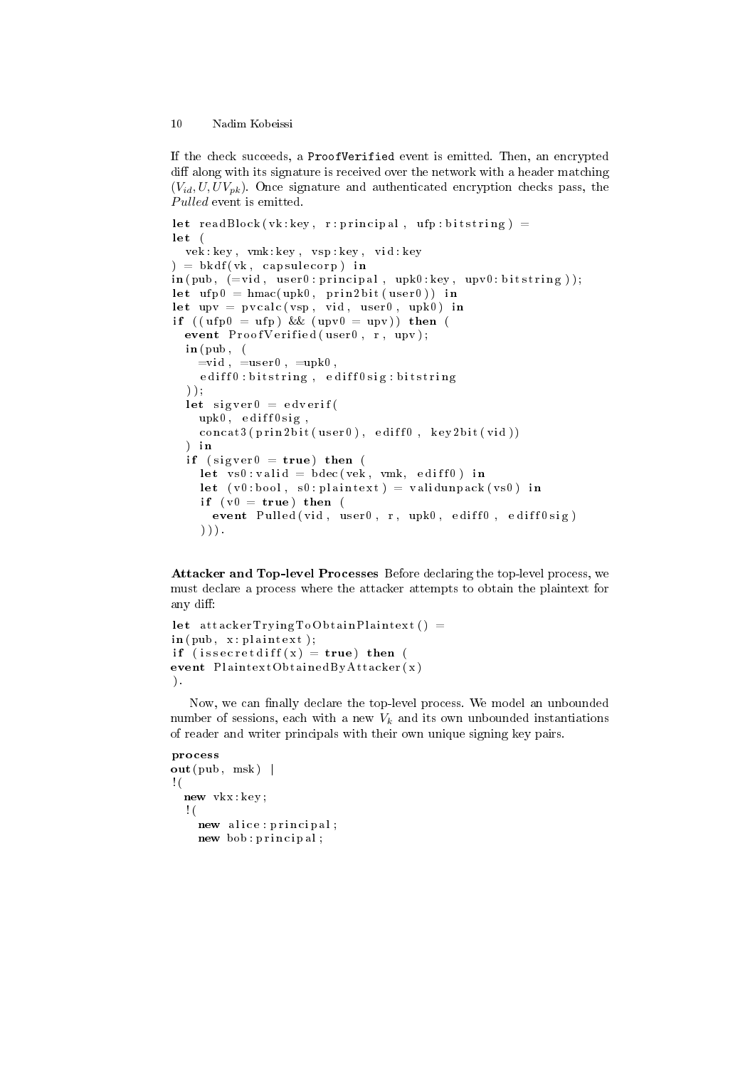If the check succeeds, a `ProofVerified` event is emitted. Then, an encrypted diff along with its signature is received over the network with a header matching $(V_{id}, U, UV_{pk})$. Once signature and authenticated encryption checks pass, the *Pulled* event is emitted.

```
let readBlock(vk:key, r:principal, ufp:bitstring) =
let (
  vek:key, vmk:key, vsp:key, vid:key
) = bkdf(vk, capsulecorp) in
in(pub, (=vid, user0:principal, upk0:key, upv0:bitstring));
let ufp0 = hmac(upk0, prin2bit(user0)) in
let upv = pvcalc(vsp, vid, user0, upk0) in
if ((ufp0 = ufp) && (upv0 = upv)) then (
  event ProofVerified(user0, r, upv);
  in(pub, (
    =vid, =user0, =upk0,
    ediff0:bitstring, ediff0sig:bitstring
  ));
  let sigver0 = edverif(
    upk0, ediff0sig,
    concat3(prin2bit(user0), ediff0, key2bit(vid))
  ) in
  if (sigver0 = true) then (
    let vs0:valid = bdec(vek, vmk, ediff0) in
    let (v0:bool, s0:plaintext) = validunpack(vs0) in
    if (v0 = true) then (
      event Pulled(vid, user0, r, upk0, ediff0, ediff0sig)
    ))).
```

**Attacker and Top-level Processes** Before declaring the top-level process, we must declare a process where the attacker attempts to obtain the plaintext for any diff:

```
let attackerTryingToObtainPlaintext() =
in(pub, x:plaintext);
if (issecretdiff(x) = true) then (
event PlaintextObtainedByAttacker(x)
).
```

Now, we can finally declare the top-level process. We model an unbounded number of sessions, each with a new $V_k$ and its own unbounded instantiations of reader and writer principals with their own unique signing key pairs.

```
process
out(pub, msk) |
!(
  new vkx:key;
  !(
    new alice:principal;
    new bob:principal;
```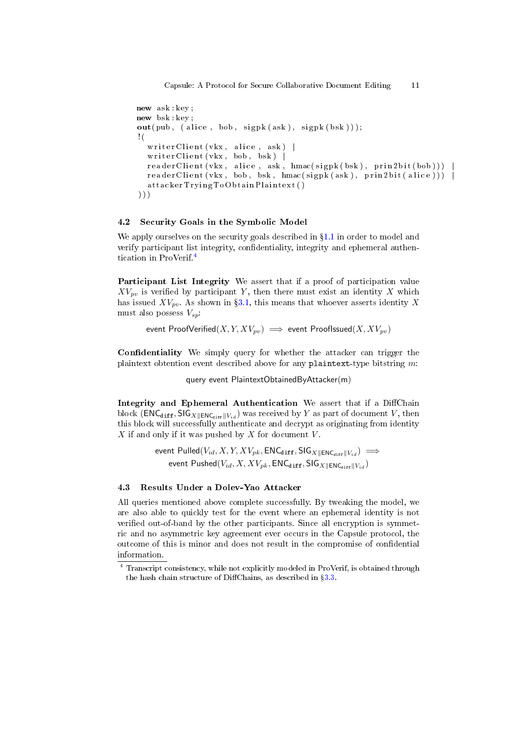```
new ask:key;
new bsk:key;
out(pub, (alice, bob, sigpk(ask), sigpk(bsk)));
!(
  writerClient(vkx, alice, ask) |
  writerClient(vkx, bob, bsk) |
  readerClient(vkx, alice, ask, hmac(sigpk(bsk), prin2bit(bob))) |
  readerClient(vkx, bob, bsk, hmac(sigpk(ask), prin2bit(alice))) |
  attackerTryingToObtainPlaintext()
)))
```

### 4.2 Security Goals in the Symbolic Model

We apply ourselves on the security goals described in §1.1 in order to model and verify participant list integrity, confidentiality, integrity and ephemeral authentication in ProVerif.[4]

**Participant List Integrity** We assert that if a proof of participation value $XV_{pv}$ is verified by participant $Y$, then there must exist an identity $X$ which has issued $XV_{pv}$. As shown in §3.1, this means that whoever asserts identity $X$ must also possess $V_{sp}$:

$$\text{event ProofVerified}(X, Y, XV_{pv}) \implies \text{event ProofIssued}(X, XV_{pv})$$

**Confidentiality** We simply query for whether the attacker can trigger the plaintext obtention event described above for any `plaintext`-type bitstring $m$:

$$\text{query event PlaintextObtainedByAttacker(m)}$$

**Integrity and Ephemeral Authentication** We assert that if a DiffChain block $(\mathsf{ENC}_{\mathtt{diff}}, \mathsf{SIG}_{X\|\mathsf{ENC}_{\mathtt{diff}}\|V_{id}})$ was received by $Y$ as part of document $V$, then this block will successfully authenticate and decrypt as originating from identity $X$ if and only if it was pushed by $X$ for document $V$.

$$\text{event Pulled}(V_{id}, X, Y, XV_{pk}, \mathsf{ENC}_{\mathtt{diff}}, \mathsf{SIG}_{X\|\mathsf{ENC}_{\mathtt{diff}}\|V_{id}}) \implies \text{event Pushed}(V_{id}, X, XV_{pk}, \mathsf{ENC}_{\mathtt{diff}}, \mathsf{SIG}_{X\|\mathsf{ENC}_{\mathtt{diff}}\|V_{id}})$$

### 4.3 Results Under a Dolev-Yao Attacker

All queries mentioned above complete successfully. By tweaking the model, we are also able to quickly test for the event where an ephemeral identity is not verified out-of-band by the other participants. Since all encryption is symmetric and no asymmetric key agreement ever occurs in the Capsule protocol, the outcome of this is minor and does not result in the compromise of confidential information.

[4] Transcript consistency, while not explicitly modeled in ProVerif, is obtained through the hash chain structure of DiffChains, as described in §3.3.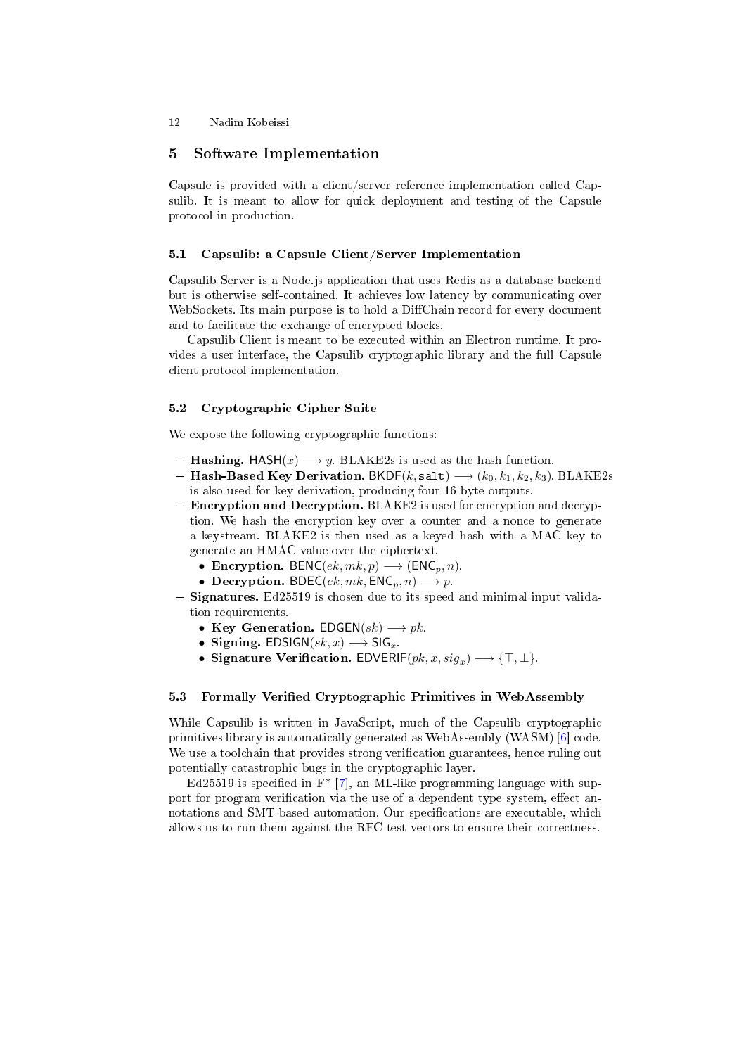## 5 Software Implementation

Capsule is provided with a client/server reference implementation called Capsulib. It is meant to allow for quick deployment and testing of the Capsule protocol in production.

### 5.1 Capsulib: a Capsule Client/Server Implementation

Capsulib Server is a Node.js application that uses Redis as a database backend but is otherwise self-contained. It achieves low latency by communicating over WebSockets. Its main purpose is to hold a DiffChain record for every document and to facilitate the exchange of encrypted blocks.

Capsulib Client is meant to be executed within an Electron runtime. It provides a user interface, the Capsulib cryptographic library and the full Capsule client protocol implementation.

### 5.2 Cryptographic Cipher Suite

We expose the following cryptographic functions:

- **Hashing.** $\mathsf{HASH}(x) \longrightarrow y$. BLAKE2s is used as the hash function.
- **Hash-Based Key Derivation.** $\mathsf{BKDF}(k, \mathtt{salt}) \longrightarrow (k_0, k_1, k_2, k_3)$. BLAKE2s is also used for key derivation, producing four 16-byte outputs.
- **Encryption and Decryption.** BLAKE2 is used for encryption and decryption. We hash the encryption key over a counter and a nonce to generate a keystream. BLAKE2 is then used as a keyed hash with a MAC key to generate an HMAC value over the ciphertext.
  - **Encryption.** $\mathsf{BENC}(ek, mk, p) \longrightarrow (\mathsf{ENC}_p, n)$.
  - **Decryption.** $\mathsf{BDEC}(ek, mk, \mathsf{ENC}_p, n) \longrightarrow p$.
- **Signatures.** Ed25519 is chosen due to its speed and minimal input validation requirements.
  - **Key Generation.** $\mathsf{EDGEN}(sk) \longrightarrow pk$.
  - **Signing.** $\mathsf{EDSIGN}(sk, x) \longrightarrow \mathsf{SIG}_x$.
  - **Signature Verification.** $\mathsf{EDVERIF}(pk, x, sig_x) \longrightarrow \{\top, \bot\}$.

### 5.3 Formally Verified Cryptographic Primitives in WebAssembly

While Capsulib is written in JavaScript, much of the Capsulib cryptographic primitives library is automatically generated as WebAssembly (WASM) [6] code. We use a toolchain that provides strong verification guarantees, hence ruling out potentially catastrophic bugs in the cryptographic layer.

Ed25519 is specified in F* [7], an ML-like programming language with support for program verification via the use of a dependent type system, effect annotations and SMT-based automation. Our specifications are executable, which allows us to run them against the RFC test vectors to ensure their correctness.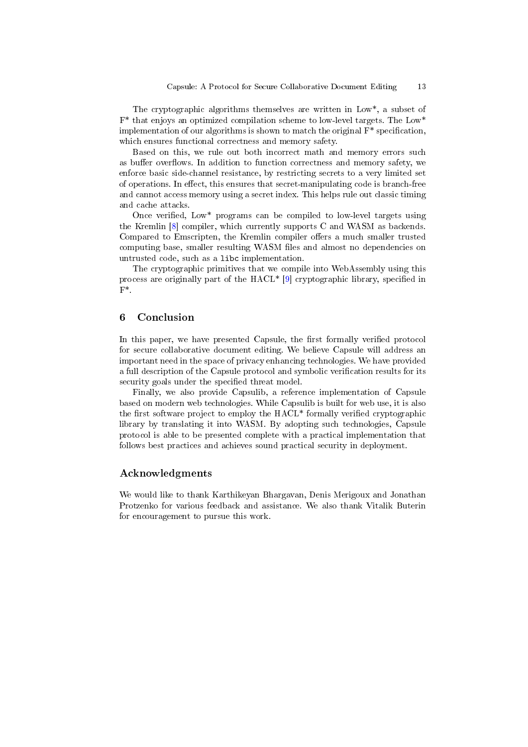The cryptographic algorithms themselves are written in Low*, a subset of F* that enjoys an optimized compilation scheme to low-level targets. The Low* implementation of our algorithms is shown to match the original F* specification, which ensures functional correctness and memory safety.

Based on this, we rule out both incorrect math and memory errors such as buffer overflows. In addition to function correctness and memory safety, we enforce basic side-channel resistance, by restricting secrets to a very limited set of operations. In effect, this ensures that secret-manipulating code is branch-free and cannot access memory using a secret index. This helps rule out classic timing and cache attacks.

Once verified, Low* programs can be compiled to low-level targets using the Kremlin [8] compiler, which currently supports C and WASM as backends. Compared to Emscripten, the Kremlin compiler offers a much smaller trusted computing base, smaller resulting WASM files and almost no dependencies on untrusted code, such as a `libc` implementation.

The cryptographic primitives that we compile into WebAssembly using this process are originally part of the HACL* [9] cryptographic library, specified in F*.

## 6 Conclusion

In this paper, we have presented Capsule, the first formally verified protocol for secure collaborative document editing. We believe Capsule will address an important need in the space of privacy enhancing technologies. We have provided a full description of the Capsule protocol and symbolic verification results for its security goals under the specified threat model.

Finally, we also provide Capsulib, a reference implementation of Capsule based on modern web technologies. While Capsulib is built for web use, it is also the first software project to employ the HACL* formally verified cryptographic library by translating it into WASM. By adopting such technologies, Capsule protocol is able to be presented complete with a practical implementation that follows best practices and achieves sound practical security in deployment.

## Acknowledgments

We would like to thank Karthikeyan Bhargavan, Denis Merigoux and Jonathan Protzenko for various feedback and assistance. We also thank Vitalik Buterin for encouragement to pursue this work.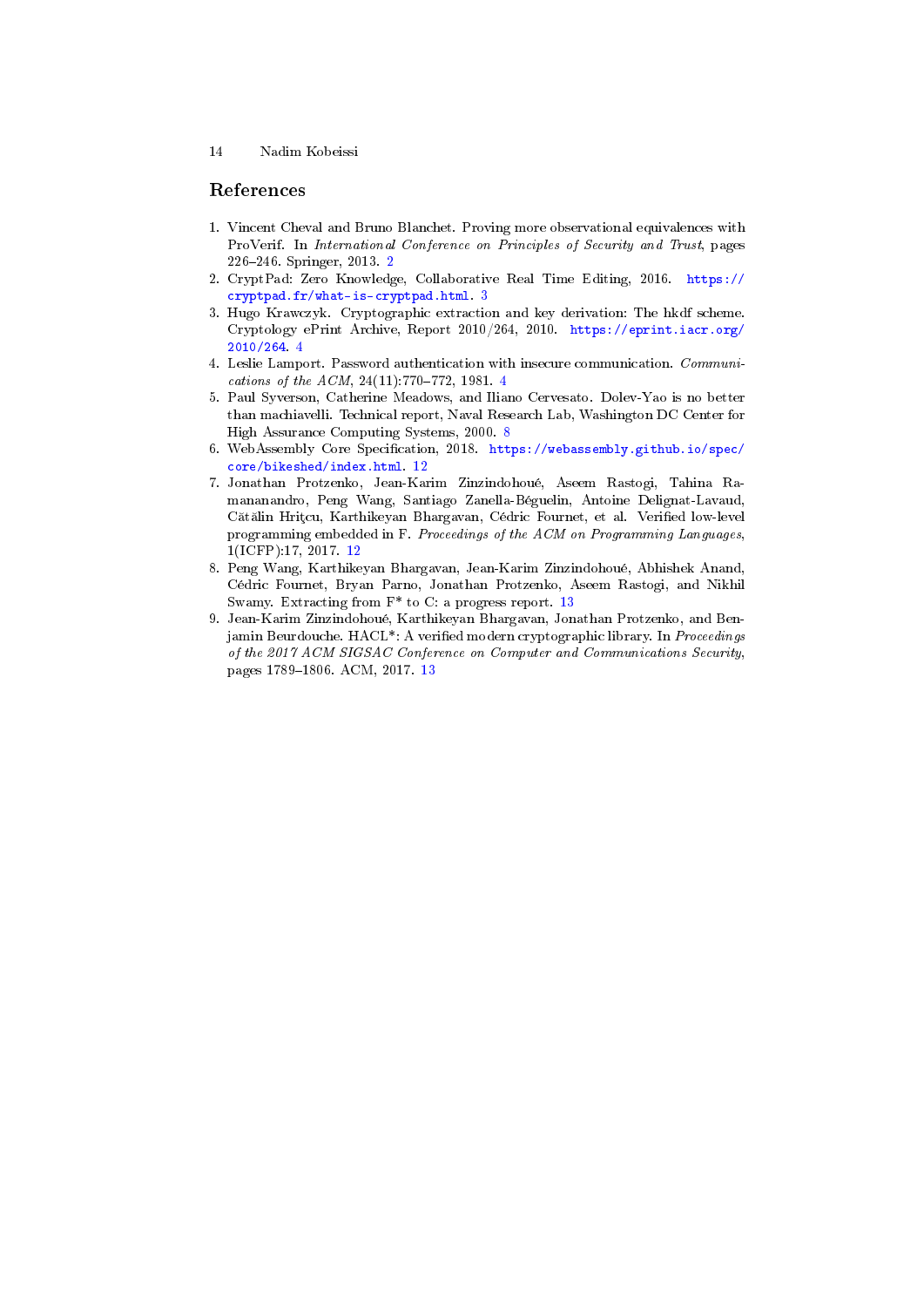## References

1. Vincent Cheval and Bruno Blanchet. Proving more observational equivalences with ProVerif. In *International Conference on Principles of Security and Trust*, pages 226–246. Springer, 2013. 2
2. CryptPad: Zero Knowledge, Collaborative Real Time Editing, 2016. https://cryptpad.fr/what-is-cryptpad.html. 3
3. Hugo Krawczyk. Cryptographic extraction and key derivation: The hkdf scheme. Cryptology ePrint Archive, Report 2010/264, 2010. https://eprint.iacr.org/2010/264. 4
4. Leslie Lamport. Password authentication with insecure communication. *Communications of the ACM*, 24(11):770–772, 1981. 4
5. Paul Syverson, Catherine Meadows, and Iliano Cervesato. Dolev-Yao is no better than machiavelli. Technical report, Naval Research Lab, Washington DC Center for High Assurance Computing Systems, 2000. 8
6. WebAssembly Core Specification, 2018. https://webassembly.github.io/spec/core/bikeshed/index.html. 12
7. Jonathan Protzenko, Jean-Karim Zinzindohoué, Aseem Rastogi, Tahina Ramananandro, Peng Wang, Santiago Zanella-Béguelin, Antoine Delignat-Lavaud, Cătălin Hriţcu, Karthikeyan Bhargavan, Cédric Fournet, et al. Verified low-level programming embedded in F. *Proceedings of the ACM on Programming Languages*, 1(ICFP):17, 2017. 12
8. Peng Wang, Karthikeyan Bhargavan, Jean-Karim Zinzindohoué, Abhishek Anand, Cédric Fournet, Bryan Parno, Jonathan Protzenko, Aseem Rastogi, and Nikhil Swamy. Extracting from F* to C: a progress report. 13
9. Jean-Karim Zinzindohoué, Karthikeyan Bhargavan, Jonathan Protzenko, and Benjamin Beurdouche. HACL*: A verified modern cryptographic library. In *Proceedings of the 2017 ACM SIGSAC Conference on Computer and Communications Security*, pages 1789–1806. ACM, 2017. 13